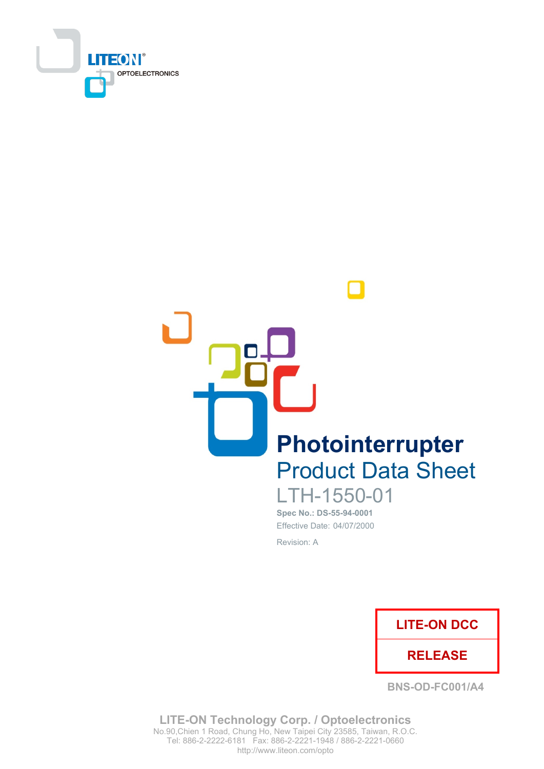LITEON OPTOELECTRONICS

# Photointerrupter

## Product Data Sheet

### LTH-1550-01

**Spec No.: DS-55-94-0001**

Effective Date: 04/07/2000

Revision: A

| LITE-ON DCC |
| --- |
| RELEASE |

BNS-OD-FC001/A4

**LITE-ON Technology Corp. / Optoelectronics**

No.90,Chien 1 Road, Chung Ho, New Taipei City 23585, Taiwan, R.O.C.

Tel: 886-2-2222-6181 Fax: 886-2-2221-1948 / 886-2-2221-0660

http://www.liteon.com/opto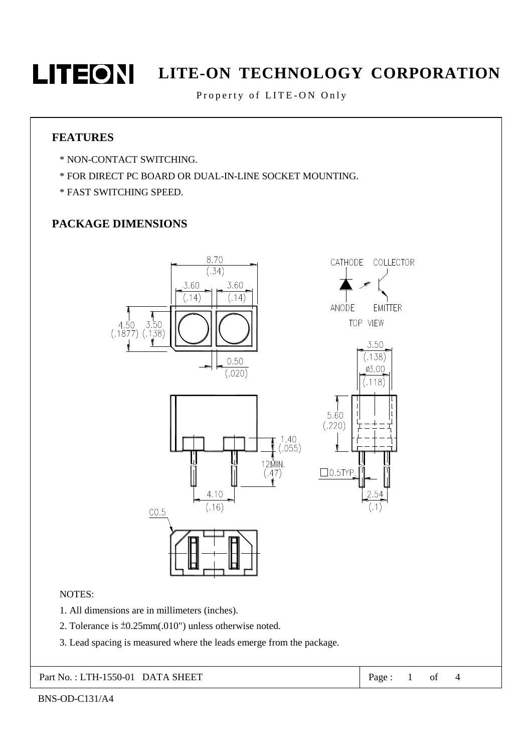## FEATURES

* NON-CONTACT SWITCHING.
* FOR DIRECT PC BOARD OR DUAL-IN-LINE SOCKET MOUNTING.
* FAST SWITCHING SPEED.

## PACKAGE DIMENSIONS

NOTES:

1. All dimensions are in millimeters (inches).
2. Tolerance is ±0.25mm(.010") unless otherwise noted.
3. Lead spacing is measured where the leads emerge from the package.

Part No. : LTH-1550-01 DATA SHEET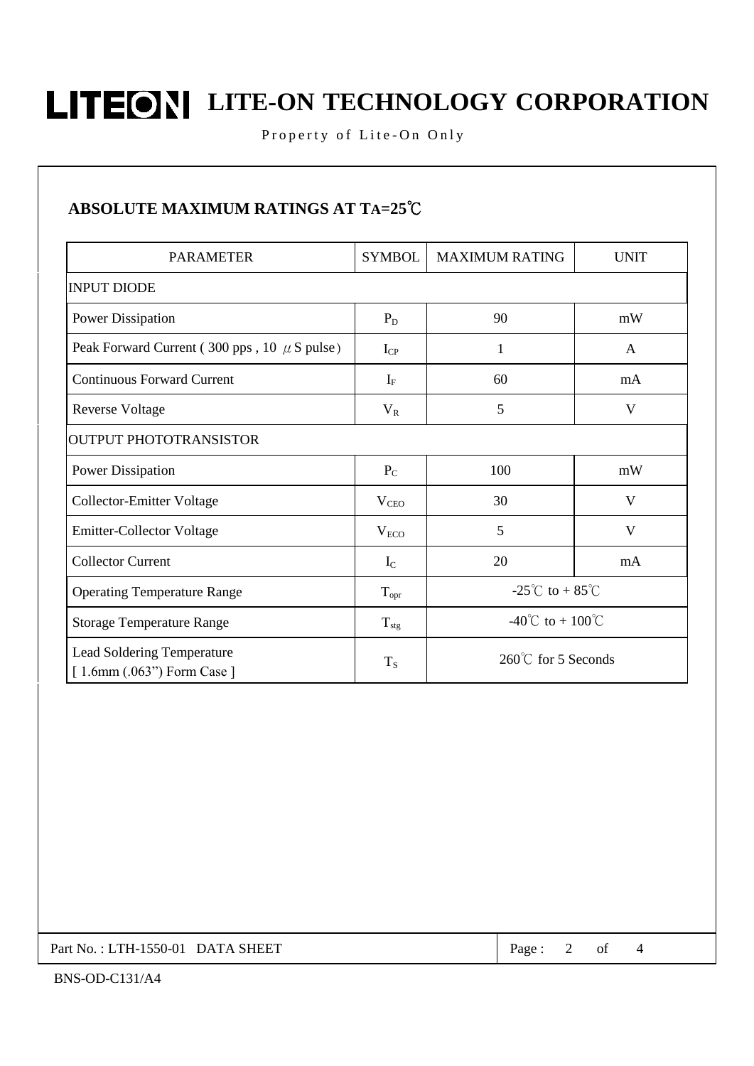## ABSOLUTE MAXIMUM RATINGS AT $T_A$=25℃

| PARAMETER | SYMBOL | MAXIMUM RATING | UNIT |
|---|---|---|---|
| INPUT DIODE | | | |
| Power Dissipation | $P_D$ | 90 | mW |
| Peak Forward Current ( 300 pps , 10 μS pulse) | $I_{CP}$ | 1 | A |
| Continuous Forward Current | $I_F$ | 60 | mA |
| Reverse Voltage | $V_R$ | 5 | V |
| OUTPUT PHOTOTRANSISTOR | | | |
| Power Dissipation | $P_C$ | 100 | mW |
| Collector-Emitter Voltage | $V_{CEO}$ | 30 | V |
| Emitter-Collector Voltage | $V_{ECO}$ | 5 | V |
| Collector Current | $I_C$ | 20 | mA |
| Operating Temperature Range | $T_{opr}$ | -25℃ to + 85℃ | |
| Storage Temperature Range | $T_{stg}$ | -40℃ to + 100℃ | |
| Lead Soldering Temperature [ 1.6mm (.063") Form Case ] | $T_S$ | 260℃ for 5 Seconds | |

Part No. : LTH-1550-01 DATA SHEET

BNS-OD-C131/A4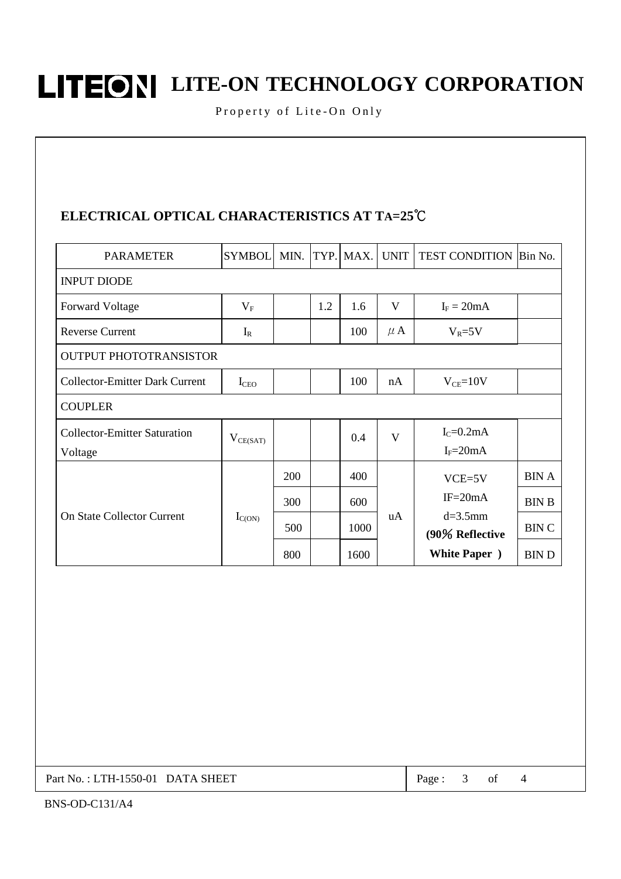## ELECTRICAL OPTICAL CHARACTERISTICS AT TA=25℃

| PARAMETER | SYMBOL | MIN. | TYP. | MAX. | UNIT | TEST CONDITION | Bin No. |
|---|---|---|---|---|---|---|---|
| INPUT DIODE | | | | | | | |
| Forward Voltage | $V_F$ | | 1.2 | 1.6 | V | $I_F$ = 20mA | |
| Reverse Current | $I_R$ | | | 100 | μA | $V_R$=5V | |
| OUTPUT PHOTOTRANSISTOR | | | | | | | |
| Collector-Emitter Dark Current | $I_{CEO}$ | | | 100 | nA | $V_{CE}$=10V | |
| COUPLER | | | | | | | |
| Collector-Emitter Saturation Voltage | $V_{CE(SAT)}$ | | | 0.4 | V | $I_C$=0.2mA $I_F$=20mA | |
| On State Collector Current | $I_{C(ON)}$ | 200 | | 400 | uA | VCE=5V IF=20mA d=3.5mm **(90% Reflective White Paper )** | BIN A |
| | | 300 | | 600 | | | BIN B |
| | | 500 | | 1000 | | | BIN C |
| | | 800 | | 1600 | | | BIN D |

Part No. : LTH-1550-01 DATA SHEET

BNS-OD-C131/A4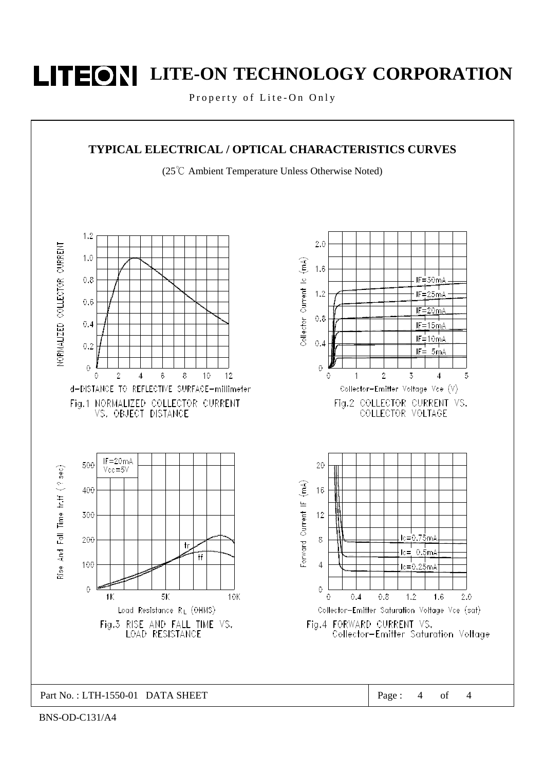## TYPICAL ELECTRICAL / OPTICAL CHARACTERISTICS CURVES

(25℃ Ambient Temperature Unless Otherwise Noted)

NORMALIZED COLLECTOR CURRENT

1.2
1.0
0.8
0.6
0.4
0.2
0

0 2 4 6 8 10 12

d–DISTANCE TO REFLECTIVE SURFACE–millimeter

Fig.1 NORMALIZED COLLECTOR CURRENT VS. OBJECT DISTANCE

Collector Current Ic (mA)

2.0
1.6
1.2
0.8
0.4
0

IF=30mA
IF=25mA
IF=20mA
IF=15mA
IF=10mA
IF= 5mA

0 1 2 3 4 5

Collector–Emitter Voltage Vce (V)

Fig.2 COLLECTOR CURRENT VS. COLLECTOR VOLTAGE

Rise And Fall Time tr,tf (?sec)

IF=20mA
Vcc=5V

500
400
300
200
100
0

tr
tf

1K 5K 10K

Load Resistance $R_L$ (OHMS)

Fig.3 RISE AND FALL TIME VS. LOAD RESISTANCE

Forward Current IF (mA)

20
16
12
8
4
0

Ic=0.75mA
Ic= 0.5mA
Ic=0.25mA

0 0.4 0.8 1.2 1.6 2.0

Collector–Emitter Saturation Voltage Vce (sat)

Fig.4 FORWARD CURRENT VS. Collector–Emitter Saturation Voltage

Part No. : LTH-1550-01 DATA SHEET